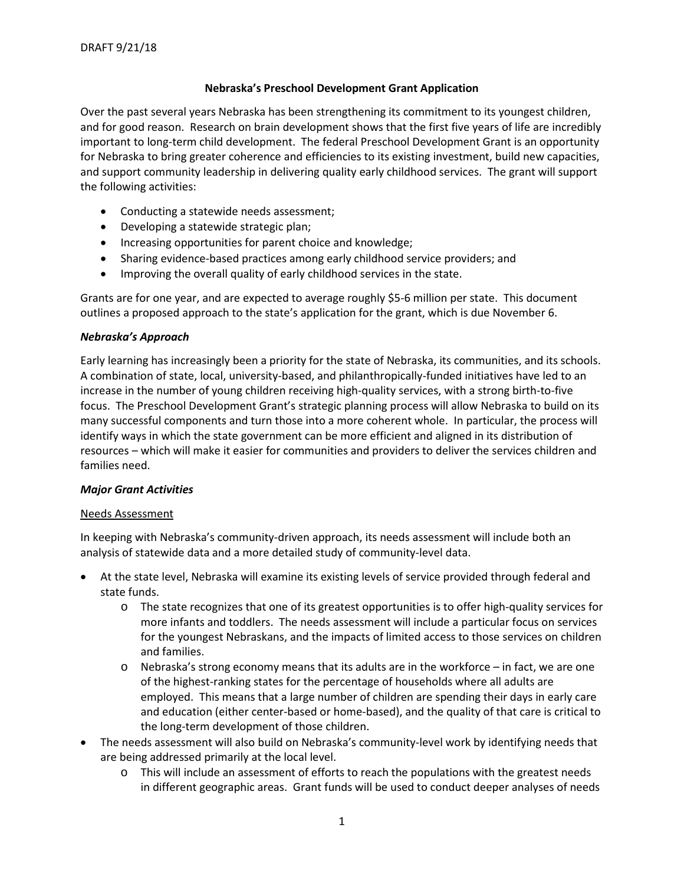DRAFT 9/21/18

# Nebraska's Preschool Development Grant Application

Over the past several years Nebraska has been strengthening its commitment to its youngest children, and for good reason. Research on brain development shows that the first five years of life are incredibly important to long-term child development. The federal Preschool Development Grant is an opportunity for Nebraska to bring greater coherence and efficiencies to its existing investment, build new capacities, and support community leadership in delivering quality early childhood services. The grant will support the following activities:

- Conducting a statewide needs assessment;
- Developing a statewide strategic plan;
- Increasing opportunities for parent choice and knowledge;
- Sharing evidence-based practices among early childhood service providers; and
- Improving the overall quality of early childhood services in the state.

Grants are for one year, and are expected to average roughly $5-6 million per state. This document outlines a proposed approach to the state's application for the grant, which is due November 6.

## *Nebraska's Approach*

Early learning has increasingly been a priority for the state of Nebraska, its communities, and its schools. A combination of state, local, university-based, and philanthropically-funded initiatives have led to an increase in the number of young children receiving high-quality services, with a strong birth-to-five focus. The Preschool Development Grant's strategic planning process will allow Nebraska to build on its many successful components and turn those into a more coherent whole. In particular, the process will identify ways in which the state government can be more efficient and aligned in its distribution of resources – which will make it easier for communities and providers to deliver the services children and families need.

## *Major Grant Activities*

### Needs Assessment

In keeping with Nebraska's community-driven approach, its needs assessment will include both an analysis of statewide data and a more detailed study of community-level data.

- At the state level, Nebraska will examine its existing levels of service provided through federal and state funds.
  - The state recognizes that one of its greatest opportunities is to offer high-quality services for more infants and toddlers. The needs assessment will include a particular focus on services for the youngest Nebraskans, and the impacts of limited access to those services on children and families.
  - Nebraska's strong economy means that its adults are in the workforce – in fact, we are one of the highest-ranking states for the percentage of households where all adults are employed. This means that a large number of children are spending their days in early care and education (either center-based or home-based), and the quality of that care is critical to the long-term development of those children.
- The needs assessment will also build on Nebraska's community-level work by identifying needs that are being addressed primarily at the local level.
  - This will include an assessment of efforts to reach the populations with the greatest needs in different geographic areas. Grant funds will be used to conduct deeper analyses of needs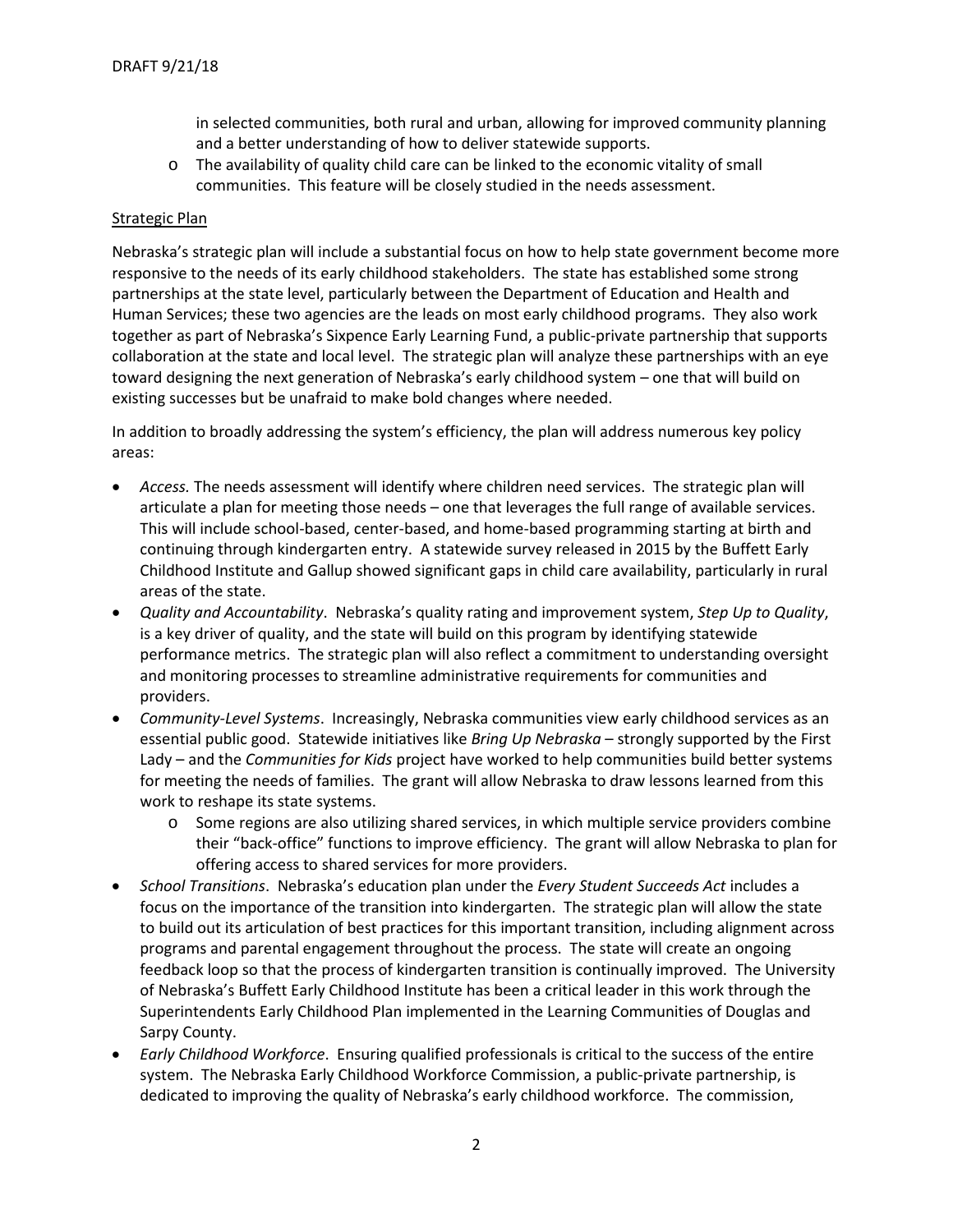- in selected communities, both rural and urban, allowing for improved community planning and a better understanding of how to deliver statewide supports.
  - The availability of quality child care can be linked to the economic vitality of small communities. This feature will be closely studied in the needs assessment.

Strategic Plan

Nebraska's strategic plan will include a substantial focus on how to help state government become more responsive to the needs of its early childhood stakeholders. The state has established some strong partnerships at the state level, particularly between the Department of Education and Health and Human Services; these two agencies are the leads on most early childhood programs. They also work together as part of Nebraska's Sixpence Early Learning Fund, a public-private partnership that supports collaboration at the state and local level. The strategic plan will analyze these partnerships with an eye toward designing the next generation of Nebraska's early childhood system – one that will build on existing successes but be unafraid to make bold changes where needed.

In addition to broadly addressing the system's efficiency, the plan will address numerous key policy areas:

- *Access.* The needs assessment will identify where children need services. The strategic plan will articulate a plan for meeting those needs – one that leverages the full range of available services. This will include school-based, center-based, and home-based programming starting at birth and continuing through kindergarten entry. A statewide survey released in 2015 by the Buffett Early Childhood Institute and Gallup showed significant gaps in child care availability, particularly in rural areas of the state.
- *Quality and Accountability*. Nebraska's quality rating and improvement system, *Step Up to Quality*, is a key driver of quality, and the state will build on this program by identifying statewide performance metrics. The strategic plan will also reflect a commitment to understanding oversight and monitoring processes to streamline administrative requirements for communities and providers.
- *Community-Level Systems*. Increasingly, Nebraska communities view early childhood services as an essential public good. Statewide initiatives like *Bring Up Nebraska* – strongly supported by the First Lady – and the *Communities for Kids* project have worked to help communities build better systems for meeting the needs of families. The grant will allow Nebraska to draw lessons learned from this work to reshape its state systems.
  - Some regions are also utilizing shared services, in which multiple service providers combine their "back-office" functions to improve efficiency. The grant will allow Nebraska to plan for offering access to shared services for more providers.
- *School Transitions*. Nebraska's education plan under the *Every Student Succeeds Act* includes a focus on the importance of the transition into kindergarten. The strategic plan will allow the state to build out its articulation of best practices for this important transition, including alignment across programs and parental engagement throughout the process. The state will create an ongoing feedback loop so that the process of kindergarten transition is continually improved. The University of Nebraska's Buffett Early Childhood Institute has been a critical leader in this work through the Superintendents Early Childhood Plan implemented in the Learning Communities of Douglas and Sarpy County.
- *Early Childhood Workforce*. Ensuring qualified professionals is critical to the success of the entire system. The Nebraska Early Childhood Workforce Commission, a public-private partnership, is dedicated to improving the quality of Nebraska's early childhood workforce. The commission,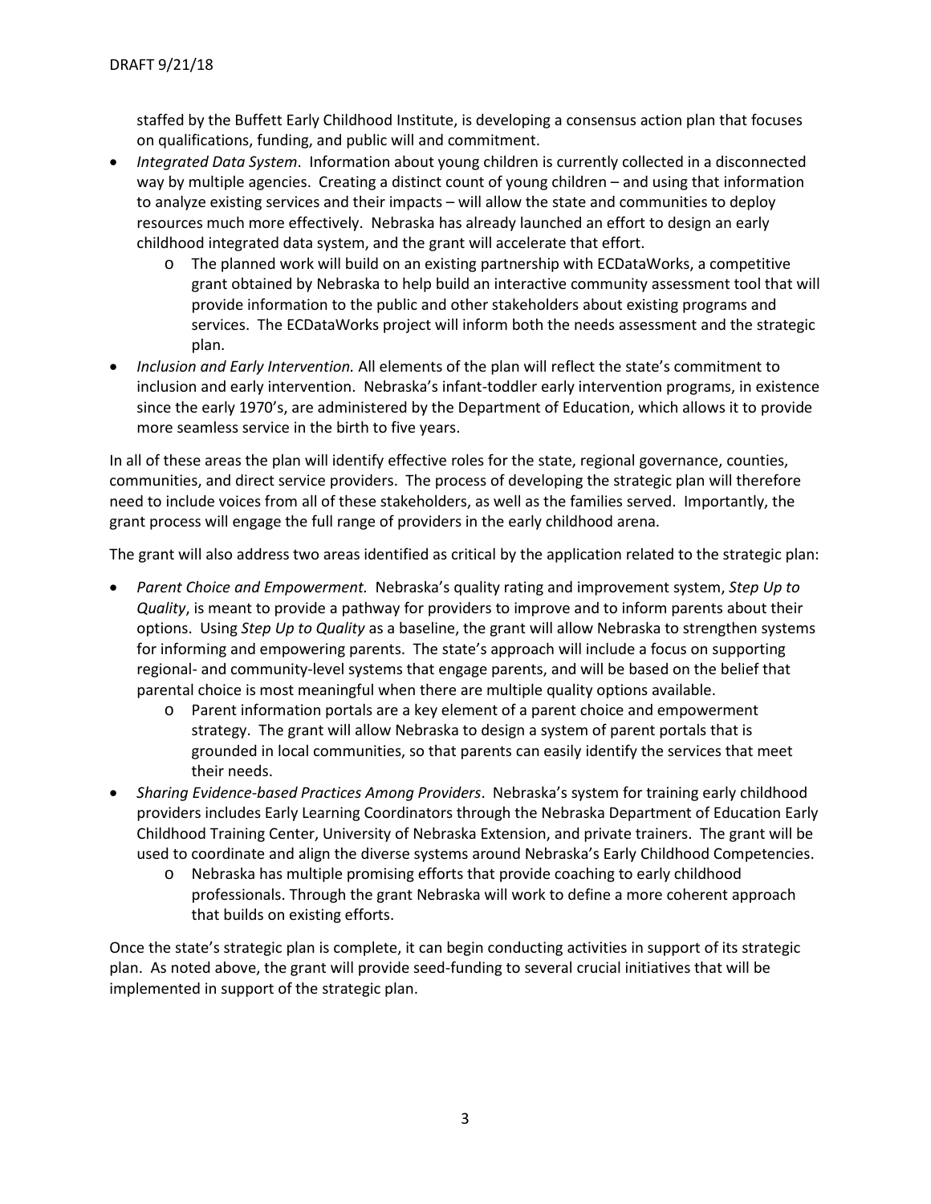staffed by the Buffett Early Childhood Institute, is developing a consensus action plan that focuses on qualifications, funding, and public will and commitment.

- *Integrated Data System*. Information about young children is currently collected in a disconnected way by multiple agencies. Creating a distinct count of young children – and using that information to analyze existing services and their impacts – will allow the state and communities to deploy resources much more effectively. Nebraska has already launched an effort to design an early childhood integrated data system, and the grant will accelerate that effort.
    - The planned work will build on an existing partnership with ECDataWorks, a competitive grant obtained by Nebraska to help build an interactive community assessment tool that will provide information to the public and other stakeholders about existing programs and services. The ECDataWorks project will inform both the needs assessment and the strategic plan.
- *Inclusion and Early Intervention.* All elements of the plan will reflect the state's commitment to inclusion and early intervention. Nebraska's infant-toddler early intervention programs, in existence since the early 1970's, are administered by the Department of Education, which allows it to provide more seamless service in the birth to five years.

In all of these areas the plan will identify effective roles for the state, regional governance, counties, communities, and direct service providers. The process of developing the strategic plan will therefore need to include voices from all of these stakeholders, as well as the families served. Importantly, the grant process will engage the full range of providers in the early childhood arena.

The grant will also address two areas identified as critical by the application related to the strategic plan:

- *Parent Choice and Empowerment.* Nebraska's quality rating and improvement system, *Step Up to Quality*, is meant to provide a pathway for providers to improve and to inform parents about their options. Using *Step Up to Quality* as a baseline, the grant will allow Nebraska to strengthen systems for informing and empowering parents. The state's approach will include a focus on supporting regional- and community-level systems that engage parents, and will be based on the belief that parental choice is most meaningful when there are multiple quality options available.
    - Parent information portals are a key element of a parent choice and empowerment strategy. The grant will allow Nebraska to design a system of parent portals that is grounded in local communities, so that parents can easily identify the services that meet their needs.
- *Sharing Evidence-based Practices Among Providers*. Nebraska's system for training early childhood providers includes Early Learning Coordinators through the Nebraska Department of Education Early Childhood Training Center, University of Nebraska Extension, and private trainers. The grant will be used to coordinate and align the diverse systems around Nebraska's Early Childhood Competencies.
    - Nebraska has multiple promising efforts that provide coaching to early childhood professionals. Through the grant Nebraska will work to define a more coherent approach that builds on existing efforts.

Once the state's strategic plan is complete, it can begin conducting activities in support of its strategic plan. As noted above, the grant will provide seed-funding to several crucial initiatives that will be implemented in support of the strategic plan.